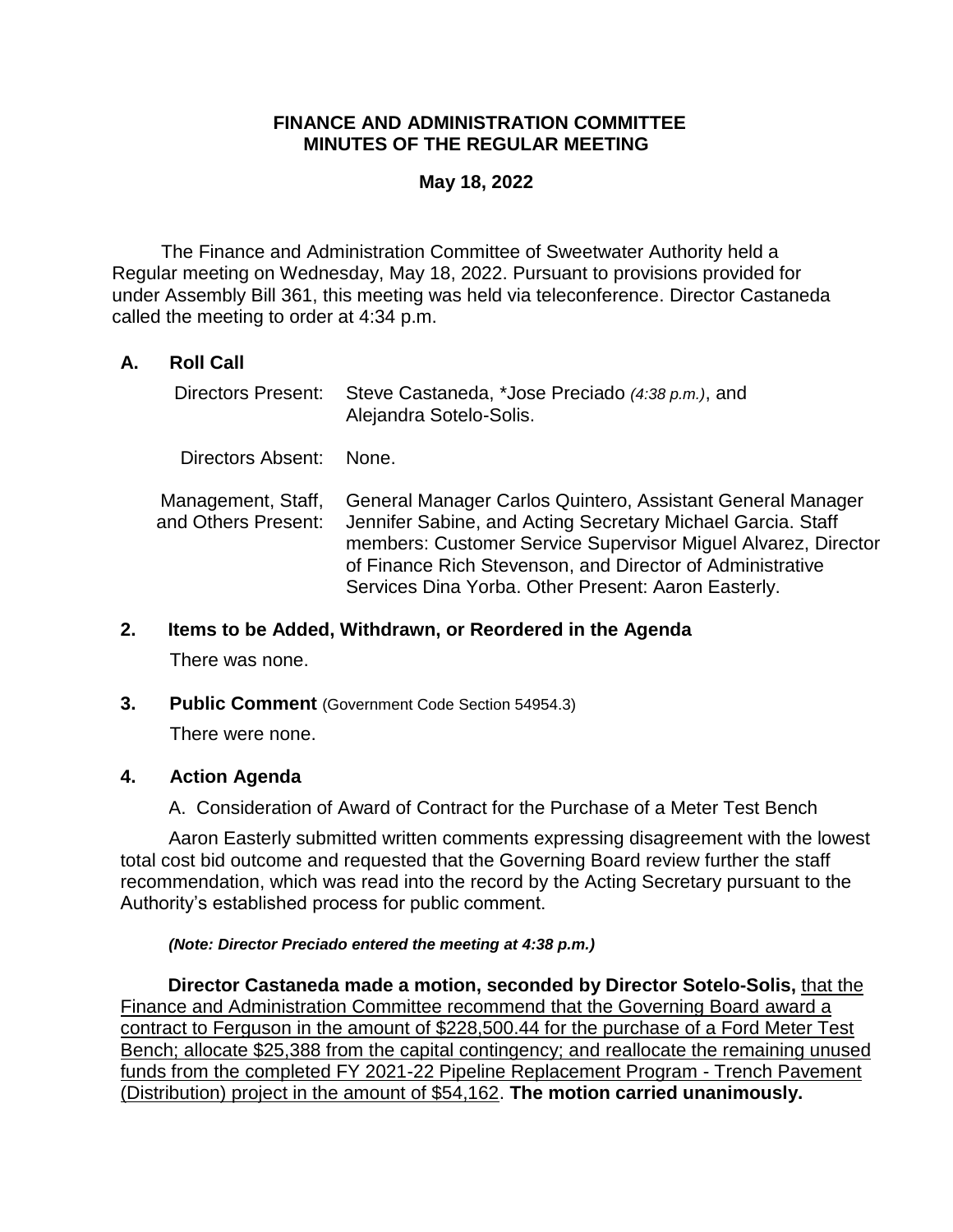**FINANCE AND ADMINISTRATION COMMITTEE**
**MINUTES OF THE REGULAR MEETING**

**May 18, 2022**

The Finance and Administration Committee of Sweetwater Authority held a Regular meeting on Wednesday, May 18, 2022. Pursuant to provisions provided for under Assembly Bill 361, this meeting was held via teleconference. Director Castaneda called the meeting to order at 4:34 p.m.

## A. Roll Call

| | |
|---|---|
| Directors Present: | Steve Castaneda, *Jose Preciado *(4:38 p.m.)*, and Alejandra Sotelo-Solis. |
| Directors Absent: | None. |
| Management, Staff, and Others Present: | General Manager Carlos Quintero, Assistant General Manager Jennifer Sabine, and Acting Secretary Michael Garcia. Staff members: Customer Service Supervisor Miguel Alvarez, Director of Finance Rich Stevenson, and Director of Administrative Services Dina Yorba. Other Present: Aaron Easterly. |

## 2. Items to be Added, Withdrawn, or Reordered in the Agenda

There was none.

## 3. Public Comment (Government Code Section 54954.3)

There were none.

## 4. Action Agenda

A. Consideration of Award of Contract for the Purchase of a Meter Test Bench

Aaron Easterly submitted written comments expressing disagreement with the lowest total cost bid outcome and requested that the Governing Board review further the staff recommendation, which was read into the record by the Acting Secretary pursuant to the Authority's established process for public comment.

***(Note: Director Preciado entered the meeting at 4:38 p.m.)***

**Director Castaneda made a motion, seconded by Director Sotelo-Solis,** that the Finance and Administration Committee recommend that the Governing Board award a contract to Ferguson in the amount of $228,500.44 for the purchase of a Ford Meter Test Bench; allocate $25,388 from the capital contingency; and reallocate the remaining unused funds from the completed FY 2021-22 Pipeline Replacement Program - Trench Pavement (Distribution) project in the amount of $54,162. **The motion carried unanimously.**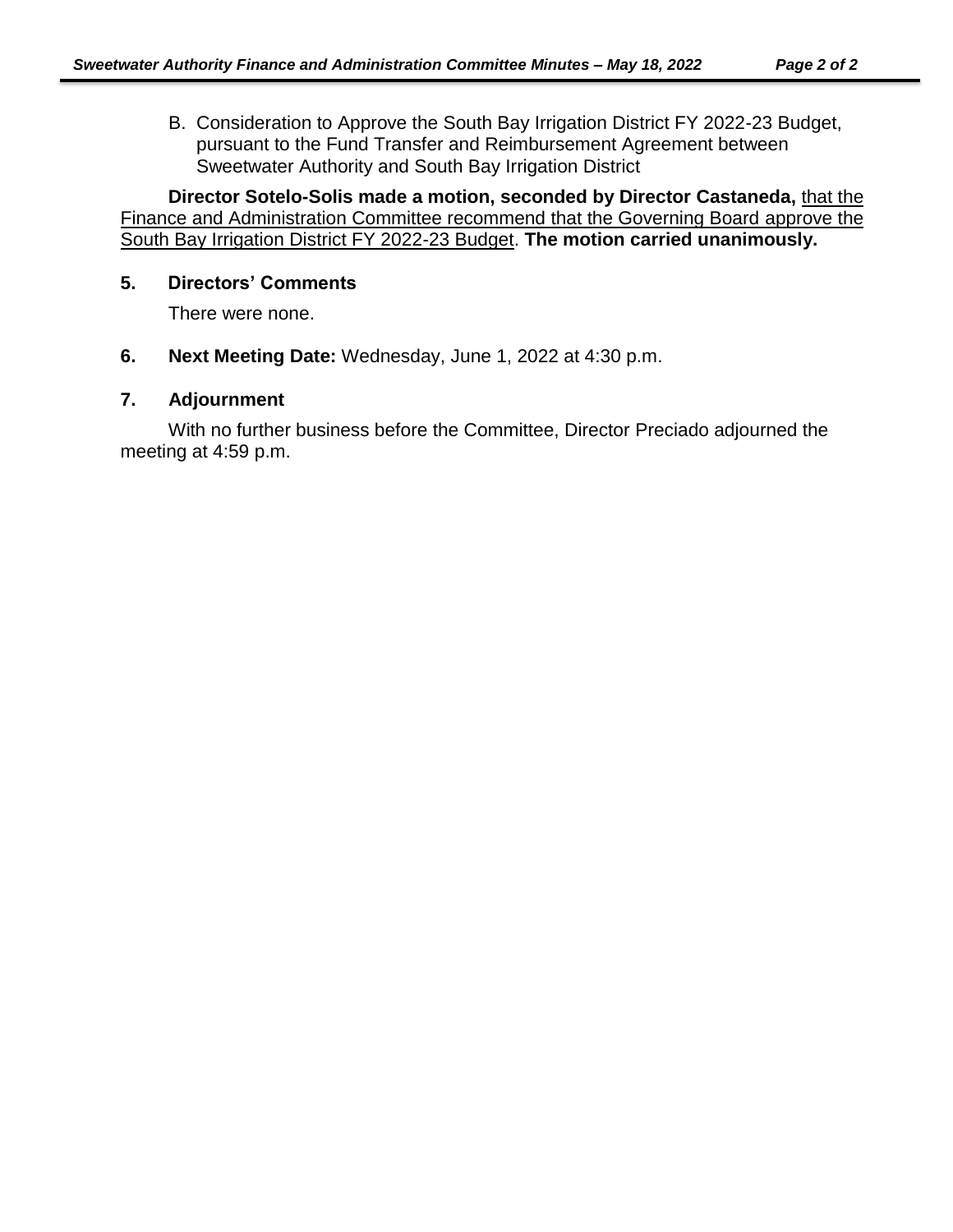B. Consideration to Approve the South Bay Irrigation District FY 2022-23 Budget, pursuant to the Fund Transfer and Reimbursement Agreement between Sweetwater Authority and South Bay Irrigation District

**Director Sotelo-Solis made a motion, seconded by Director Castaneda,** <u>that the Finance and Administration Committee recommend that the Governing Board approve the South Bay Irrigation District FY 2022-23 Budget</u>. **The motion carried unanimously.**

### 5. Directors' Comments

There were none.

### 6. Next Meeting Date: Wednesday, June 1, 2022 at 4:30 p.m.

### 7. Adjournment

With no further business before the Committee, Director Preciado adjourned the meeting at 4:59 p.m.